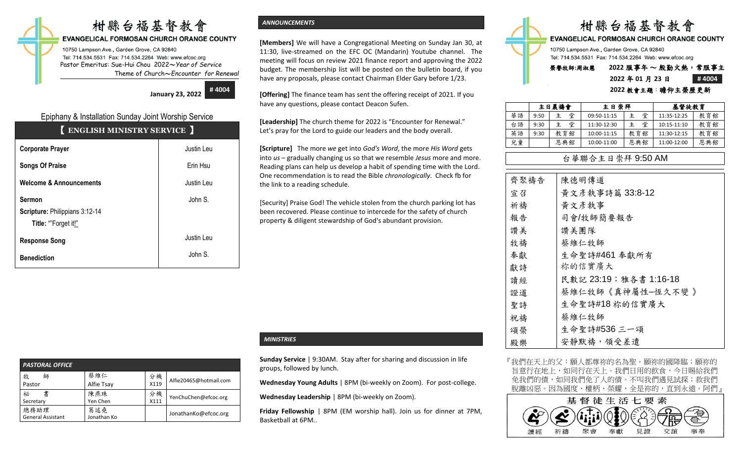# 柑縣台福基督教會

**EVANGELICAL FORMOSAN CHURCH ORANGE COUNTY**

10750 Lampson Ave., Garden Grove, CA 92840
Tel: 714.534.5531 Fax: 714.534.2264 Web: www.efcoc.org
Pastor Emeritus: Sue-Hui Chou 2022～*Year of Service*
Theme of Church～*Encounter for Renewal*

**January 23, 2022** **# 4004**

## Epiphany & Installation Sunday Joint Worship Service

### 【 ENGLISH MINISTRY SERVICE 】

| | |
|---|---|
| **Corporate Prayer** | Justin Leu |
| **Songs Of Praise** | Erin Hsu |
| **Welcome & Announcements** | Justin Leu |
| **Sermon**<br>**Scripture:** Philippians 3:12-14<br>**Title:** ""Forget it!" | John S. |
| **Response Song** | Justin Leu |
| **Benediction** | John S. |

### PASTORAL OFFICE

| | | | |
|---|---|---|---|
| 牧　師<br>Pastor | 蔡維仁<br>Alfie Tsay | 分機<br>X119 | Alfie20465@hotmail.com |
| 祕　書<br>Secretary | 陳燕珠<br>Yen Chen | 分機<br>X111 | YenChuChen@efcoc.org |
| 總務助理<br>General Assistant | 葛述堯<br>Jonathan Ko | | JonathanKo@efcoc.org |

### *ANNOUNCEMENTS*

**[Members]** We will have a Congregational Meeting on Sunday Jan 30, at 11:30, live-streamed on the EFC OC (Mandarin) Youtube channel. The meeting will focus on review 2021 finance report and approving the 2022 budget. The membership list will be posted on the bulletin board, if you have any proposals, please contact Chairman Elder Gary before 1/23.

**[Offering]** The finance team has sent the offering receipt of 2021. If you have any questions, please contact Deacon Sufen.

**[Leadership]** The church theme for 2022 is "Encounter for Renewal." Let's pray for the Lord to guide our leaders and the body overall.

**[Scripture]** The more *we* get into *God's Word*, the more *His Word* gets into *us* – gradually changing us so that we resemble *Jesus* more and more. Reading plans can help us develop a habit of spending time with the Lord. One recommendation is to read the Bible *chronologically*. Check fb for the link to a reading schedule.

[Security] Praise God! The vehicle stolen from the church parking lot has been recovered. Please continue to intercede for the safety of church property & diligent stewardship of God's abundant provision.

### *MINISTRIES*

**Sunday Service** | 9:30AM. Stay after for sharing and discussion in life groups, followed by lunch.

**Wednesday Young Adults** | 8PM (bi-weekly on Zoom). For post-college.

**Wednesday Leadership** | 8PM (bi-weekly on Zoom).

**Friday Fellowship** | 8PM (EM worship hall). Join us for dinner at 7PM, Basketball at 6PM..

# 柑縣台福基督教會

**EVANGELICAL FORMOSAN CHURCH ORANGE COUNTY**

10750 Lampson Ave., Garden Grove, CA 92840
Tel: 714.534.5531 Fax: 714.534.2264 Web: www.efcoc.org

**榮譽牧師:周淑慧**　**2022 服事年 ～ 殷勤火熱，常服事主**

**2022 年 01 月 23 日**　**# 4004**

**2022 教會主題：瞻仰主榮歷更新**

| | 主日晨禱會 | | 主日崇拜 | | 基督徒教育 | |
|---|---|---|---|---|---|---|
| 華語 | 9:50 | 主　堂 | 09:50-11:15 | 主　堂 | 11:35-12:25 | 教育館 |
| 台語 | 9:30 | 主　堂 | 11:30-12:30 | 主　堂 | 10:15-11:10 | 教育館 |
| 英語 | 9:30 | 教育館 | 10:00-11:15 | 教育館 | 11:30-12:15 | 教育館 |
| 兒童 | | 恩典館 | 10:00-11:00 | 恩典館 | 11:00-12:00 | 恩典館 |

### 台華聯合主日崇拜 9:50 AM

| | |
|---|---|
| 齊聚禱告 | 陳德明傳道 |
| 宣召 | 黃文彥執事詩篇 33:8-12 |
| 祈禱 | 黃文彥執事 |
| 報告 | 司會/牧師簡要報告 |
| 讚美 | 讚美團隊 |
| 牧禱 | 蔡維仁牧師 |
| 奉獻 | 生命聖詩#461 奉獻所有 |
| 獻詩 | 祢的信實廣大 |
| 讀經 | 民數記 23:19；雅各書 1:16-18 |
| 證道 | 蔡維仁牧師《真神屬性—恆久不變 》 |
| 聖詩 | 生命聖詩#18 祢的信實廣大 |
| 祝禱 | 蔡維仁牧師 |
| 頌榮 | 生命聖詩#536 三一頌 |
| 殿樂 | 安靜默禱，領受差遣 |

『我們在天上的父：願人都尊祢的名為聖。願祢的國降臨；願祢的旨意行在地上，如同行在天上。我們日用的飲食，今日賜給我們。免我們的債，如同我們免了人的債。不叫我們遇見試探；救我們脫離凶惡。因為國度、權柄、榮耀，全是祢的，直到永遠。阿們』

**基督徒生活七要素**

讀經　祈禱　聚會　奉獻　見證　交誼　事奉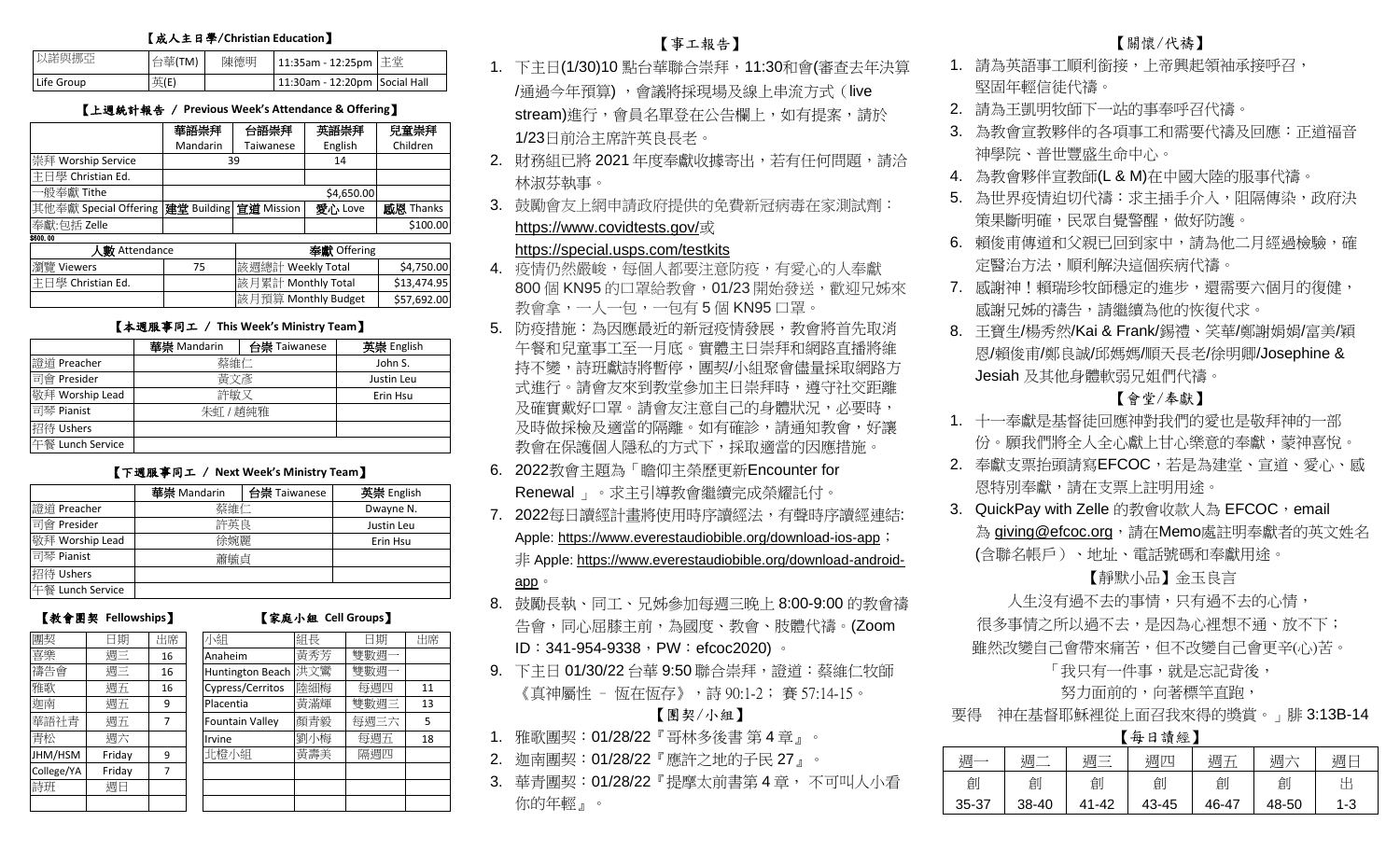## 【成人主日學/Christian Education】

| | | | | |
|---|---|---|---|---|
| 以諾與挪亞 | 台華(TM) | 陳德明 | 11:35am - 12:25pm | 主堂 |
| Life Group | 英(E) | | 11:30am - 12:20pm | Social Hall |

## 【上週統計報告 / Previous Week's Attendance & Offering】

| | 華語崇拜 Mandarin | 台語崇拜 Taiwanese | 英語崇拜 English | 兒童崇拜 Children |
|---|---|---|---|---|
| 崇拜 Worship Service | 39 | | 14 | |
| 主日學 Christian Ed. | | | | |
| 一般奉獻 Tithe | $4,650.00 | | | |
| 其他奉獻 Special Offering | 建堂 Building | 宣道 Mission | 愛心 Love | 感恩 Thanks |
| 奉獻:包括 Zelle | | | | $100.00 |

$600.00

| 人數 Attendance | | 奉獻 Offering | |
|---|---|---|---|
| 瀏覽 Viewers | 75 | 該週總計 Weekly Total | $4,750.00 |
| 主日學 Christian Ed. | | 該月累計 Monthly Total | $13,474.95 |
| | | 該月預算 Monthly Budget | $57,692.00 |

## 【本週服事同工 / This Week's Ministry Team】

| | 華崇 Mandarin | 台崇 Taiwanese | 英崇 English |
|---|---|---|---|
| 證道 Preacher | 蔡維仁 | | John S. |
| 司會 Presider | 黃文彥 | | Justin Leu |
| 敬拜 Worship Lead | 許敏又 | | Erin Hsu |
| 司琴 Pianist | 朱虹 / 趙純雅 | | |
| 招待 Ushers | | | |
| 午餐 Lunch Service | | | |

## 【下週服事同工 / Next Week's Ministry Team】

| | 華崇 Mandarin | 台崇 Taiwanese | 英崇 English |
|---|---|---|---|
| 證道 Preacher | 蔡維仁 | | Dwayne N. |
| 司會 Presider | 許英良 | | Justin Leu |
| 敬拜 Worship Lead | 徐婉麗 | | Erin Hsu |
| 司琴 Pianist | 蕭毓貞 | | |
| 招待 Ushers | | | |
| 午餐 Lunch Service | | | |

## 【教會團契 Fellowships】

| 團契 | 日期 | 出席 |
|---|---|---|
| 喜樂 | 週三 | 16 |
| 禱告會 | 週三 | 16 |
| 雅歌 | 週五 | 16 |
| 迦南 | 週五 | 9 |
| 華語社青 | 週五 | 7 |
| 青松 | 週六 | |
| JHM/HSM | Friday | 9 |
| College/YA | Friday | 7 |
| 詩班 | 週日 | |

## 【家庭小組 Cell Groups】

| 小組 | 組長 | 日期 | 出席 |
|---|---|---|---|
| Anaheim | 黃秀芳 | 雙數週一 | |
| Huntington Beach | 洪文鶯 | 雙數週一 | |
| Cypress/Cerritos | 陸細梅 | 每週四 | 11 |
| Placentia | 黃滿輝 | 雙數週三 | 13 |
| Fountain Valley | 顏青毅 | 每週三六 | 5 |
| Irvine | 劉小梅 | 每週五 | 18 |
| 北橙小組 | 黃壽美 | 隔週四 | |

## 【事工報告】

1. 下主日(1/30)10 點台華聯合崇拜，11:30和會(審查去年決算/通過今年預算)，會議將採現場及線上串流方式（live stream)進行，會員名單登在公告欄上，如有提案，請於1/23日前洽主席許英良長老。
2. 財務組已將 2021 年度奉獻收據寄出，若有任何問題，請洽林淑芬執事。
3. 鼓勵會友上網申請政府提供的免費新冠病毒在家測試劑：https://www.covidtests.gov/或 https://special.usps.com/testkits
4. 疫情仍然嚴峻，每個人都要注意防疫，有愛心的人奉獻800 個 KN95 的口罩給教會，01/23 開始發送，歡迎兄姊來教會拿，一人一包，一包有 5 個 KN95 口罩。
5. 防疫措施：為因應最近的新冠疫情發展，教會將首先取消午餐和兒童主日學至一月底。實體主日崇拜和網路直播將維持不變，詩班歡詩將暫停，團契/小組聚會儘量採取網路方式進行。請會友來到教堂參加主日崇拜時，遵守社交距離及確實戴好口罩。請會友注意自己的身體狀況，必要時，及時做採檢及適當的隔離。如有確診，請通知教會，好讓教會在保護個人隱私的方式下，採取適當的因應措施。
6. 2022教會主題為「瞻仰主榮歷更新Encounter for Renewal 」。求主引導教會繼續完成榮耀託付。
7. 2022每日讀經計畫將使用時序讀經法，有聲時序讀經連結: Apple: https://www.everestaudiobible.org/download-ios-app；非 Apple: https://www.everestaudiobible.org/download-android-app。
8. 鼓勵長執、同工、兄姊參加每週三晚上 8:00-9:00 的教會禱告會，同心屈膝主前，為國度、教會、肢體代禱。(Zoom ID：341-954-9338，PW：efcoc2020) 。
9. 下主日 01/30/22 台華 9:50 聯合崇拜，證道：蔡維仁牧師《真神屬性 – 恆在恆存》，詩 90:1-2；賽 57:14-15。

### 【團契/小組】

1. 雅歌團契：01/28/22『哥林多後書 第 4 章』。
2. 迦南團契：01/28/22『應許之地的子民 27』。
3. 華青團契：01/28/22『提摩太前書第 4 章， 不可叫人小看你的年輕』。

## 【關懷/代禱】

1. 請為英語事工順利銜接，上帝興起領袖承接呼召，堅固年輕信徒代禱。
2. 請為王凱明牧師下一站的事奉呼召代禱。
3. 為教會宣教夥伴的各項事工和需要代禱及回應：正道福音神學院、普世豐盛生命中心。
4. 為教會夥伴宣教師(L & M)在中國大陸的服事代禱。
5. 為世界疫情迫切代禱：求主插手介入，阻隔傳染，政府決策果斷明確，民眾自覺警醒，做好防護。
6. 賴俊甫傳道和父親已回到家中，請為他二月經過檢驗，確定醫治方法，順利解決這個疾病代禱。
7. 感謝神！賴瑞珍牧師穩定的進步，還需要六個月的復健，感謝兄姊的禱告，請繼續為他的恢復代求。
8. 王寶生/楊秀然/Kai & Frank/錫禮、笑華/鄭謝娟娟/富美/穎恩/賴俊甫/鄭良誠/邱媽媽/順天長老/徐明卿/Josephine & Jesiah 及其他身體軟弱兄姐們代禱。

### 【會堂/奉獻】

1. 十一奉獻是基督徒回應神對我們的愛也是敬拜神的一部份。願我們將全人全心獻上甘心樂意的奉獻，蒙神喜悅。
2. 奉獻支票抬頭請寫EFCOC，若是為建堂、宣道、愛心、感恩特別奉獻，請在支票上註明用途。
3. QuickPay with Zelle 的教會收款人為 EFCOC，email 為 giving@efcoc.org，請在Memo處註明奉獻者的英文姓名(含聯名帳戶）、地址、電話號碼和奉獻用途。

### 【靜默小品】金玉良言

人生沒有過不去的事情，只有過不去的心情，
很多事情之所以過不去，是因為心裡想不通、放不下；
雖然改變自己會帶來痛苦，但不改變自己會更辛(心)苦。
「我只有一件事，就是忘記背後，
努力面前的，向著標竿直跑，
要得 神在基督耶穌裡從上面召我來得的獎賞。」腓 3:13B-14

### 【每日讀經】

| 週一 | 週二 | 週三 | 週四 | 週五 | 週六 | 週日 |
|---|---|---|---|---|---|---|
| 創 | 創 | 創 | 創 | 創 | 創 | 出 |
| 35-37 | 38-40 | 41-42 | 43-45 | 46-47 | 48-50 | 1-3 |